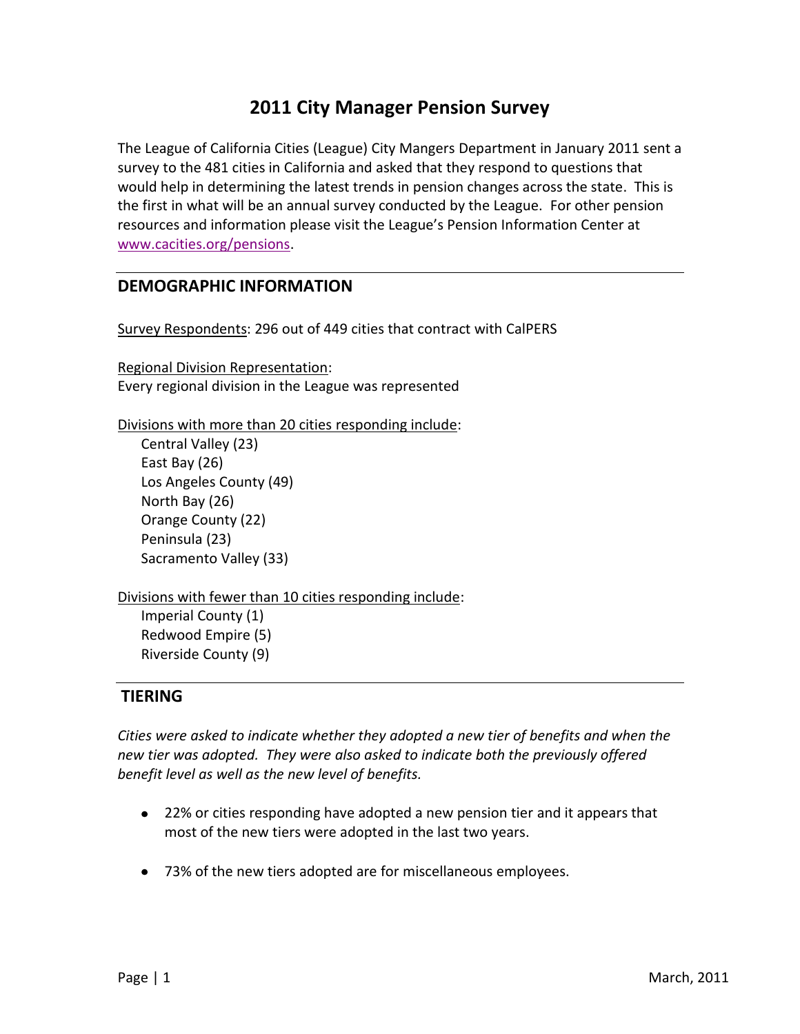# 2011 City Manager Pension Survey

The League of California Cities (League) City Mangers Department in January 2011 sent a survey to the 481 cities in California and asked that they respond to questions that would help in determining the latest trends in pension changes across the state. This is the first in what will be an annual survey conducted by the League. For other pension resources and information please visit the League's Pension Information Center at [www.cacities.org/pensions](www.cacities.org/pensions).

## DEMOGRAPHIC INFORMATION

Survey Respondents: 296 out of 449 cities that contract with CalPERS

Regional Division Representation:
Every regional division in the League was represented

Divisions with more than 20 cities responding include:

- Central Valley (23)
- East Bay (26)
- Los Angeles County (49)
- North Bay (26)
- Orange County (22)
- Peninsula (23)
- Sacramento Valley (33)

Divisions with fewer than 10 cities responding include:

- Imperial County (1)
- Redwood Empire (5)
- Riverside County (9)

## TIERING

*Cities were asked to indicate whether they adopted a new tier of benefits and when the new tier was adopted. They were also asked to indicate both the previously offered benefit level as well as the new level of benefits.*

- 22% or cities responding have adopted a new pension tier and it appears that most of the new tiers were adopted in the last two years.
- 73% of the new tiers adopted are for miscellaneous employees.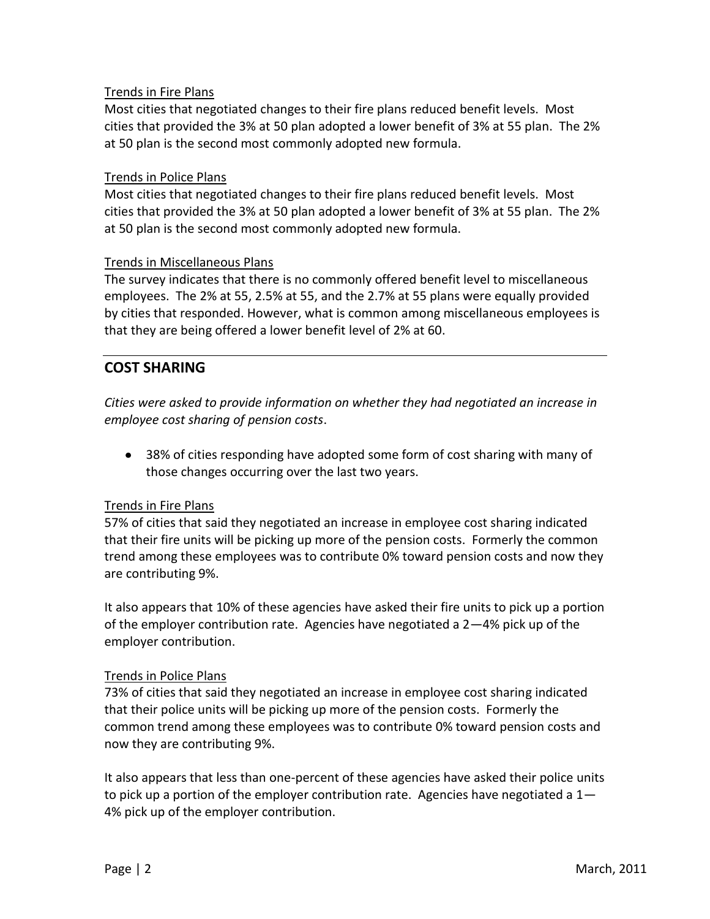Trends in Fire Plans

Most cities that negotiated changes to their fire plans reduced benefit levels. Most cities that provided the 3% at 50 plan adopted a lower benefit of 3% at 55 plan. The 2% at 50 plan is the second most commonly adopted new formula.

Trends in Police Plans

Most cities that negotiated changes to their fire plans reduced benefit levels. Most cities that provided the 3% at 50 plan adopted a lower benefit of 3% at 55 plan. The 2% at 50 plan is the second most commonly adopted new formula.

Trends in Miscellaneous Plans

The survey indicates that there is no commonly offered benefit level to miscellaneous employees. The 2% at 55, 2.5% at 55, and the 2.7% at 55 plans were equally provided by cities that responded. However, what is common among miscellaneous employees is that they are being offered a lower benefit level of 2% at 60.

## COST SHARING

*Cities were asked to provide information on whether they had negotiated an increase in employee cost sharing of pension costs*.

- 38% of cities responding have adopted some form of cost sharing with many of those changes occurring over the last two years.

Trends in Fire Plans

57% of cities that said they negotiated an increase in employee cost sharing indicated that their fire units will be picking up more of the pension costs. Formerly the common trend among these employees was to contribute 0% toward pension costs and now they are contributing 9%.

It also appears that 10% of these agencies have asked their fire units to pick up a portion of the employer contribution rate. Agencies have negotiated a 2—4% pick up of the employer contribution.

Trends in Police Plans

73% of cities that said they negotiated an increase in employee cost sharing indicated that their police units will be picking up more of the pension costs. Formerly the common trend among these employees was to contribute 0% toward pension costs and now they are contributing 9%.

It also appears that less than one-percent of these agencies have asked their police units to pick up a portion of the employer contribution rate. Agencies have negotiated a 1—4% pick up of the employer contribution.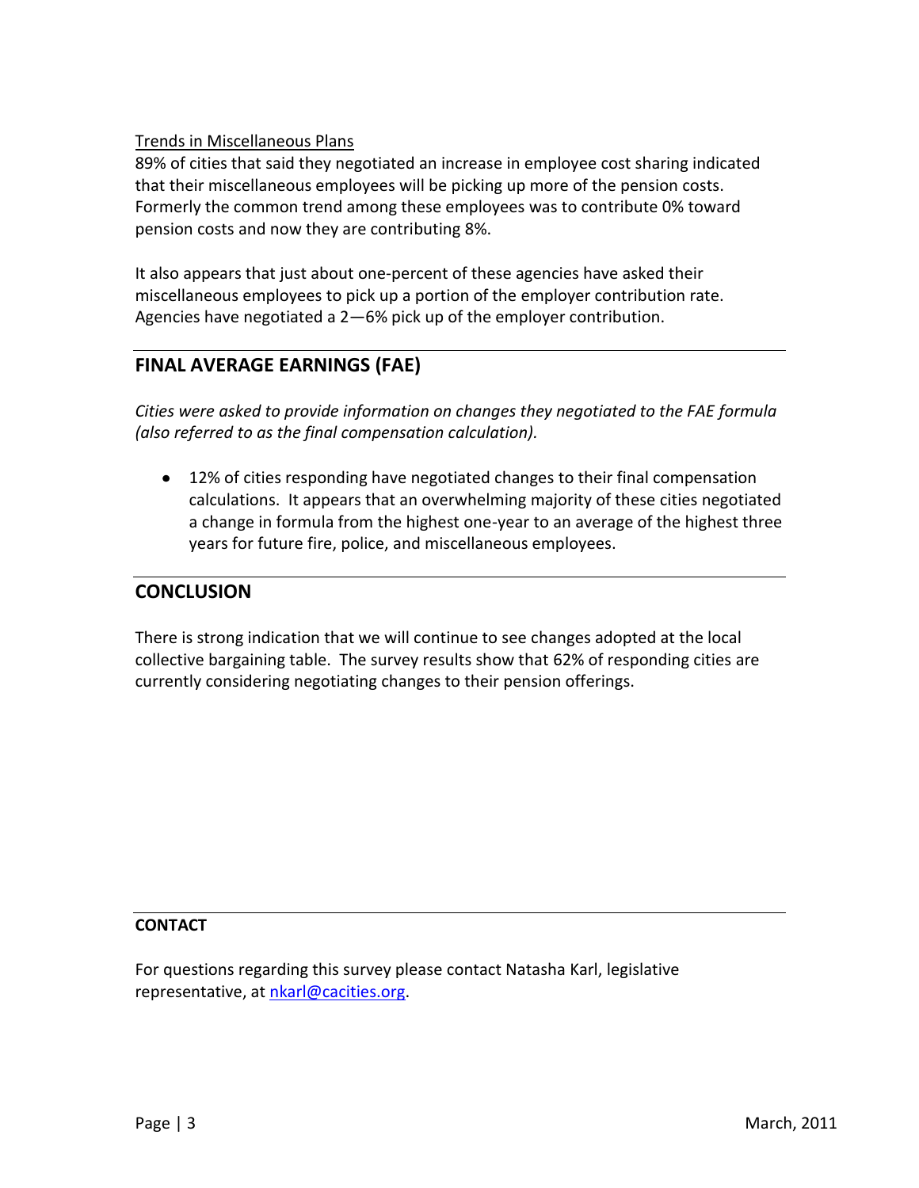Trends in Miscellaneous Plans

89% of cities that said they negotiated an increase in employee cost sharing indicated that their miscellaneous employees will be picking up more of the pension costs. Formerly the common trend among these employees was to contribute 0% toward pension costs and now they are contributing 8%.

It also appears that just about one-percent of these agencies have asked their miscellaneous employees to pick up a portion of the employer contribution rate. Agencies have negotiated a 2—6% pick up of the employer contribution.

## FINAL AVERAGE EARNINGS (FAE)

*Cities were asked to provide information on changes they negotiated to the FAE formula (also referred to as the final compensation calculation).*

- 12% of cities responding have negotiated changes to their final compensation calculations. It appears that an overwhelming majority of these cities negotiated a change in formula from the highest one-year to an average of the highest three years for future fire, police, and miscellaneous employees.

## CONCLUSION

There is strong indication that we will continue to see changes adopted at the local collective bargaining table. The survey results show that 62% of responding cities are currently considering negotiating changes to their pension offerings.

**CONTACT**

For questions regarding this survey please contact Natasha Karl, legislative representative, at nkarl@cacities.org.